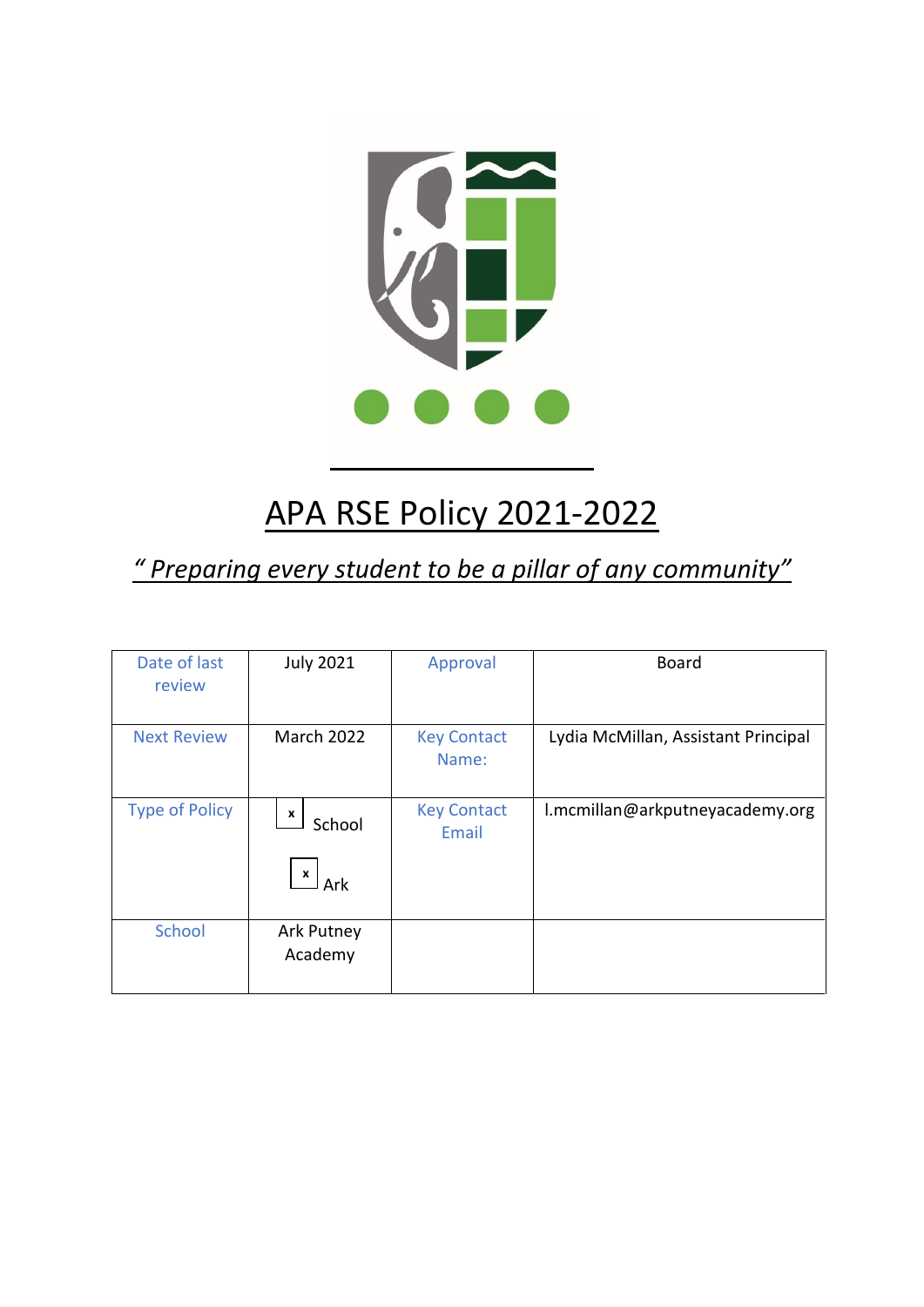# APA RSE Policy 2021-2022

*" Preparing every student to be a pillar of any community"*

| Date of last review | July 2021 | Approval | Board |
|---|---|---|---|
| Next Review | March 2022 | Key Contact Name: | Lydia McMillan, Assistant Principal |
| Type of Policy | [x] School<br>[x] Ark | Key Contact Email | l.mcmillan@arkputneyacademy.org |
| School | Ark Putney Academy | | |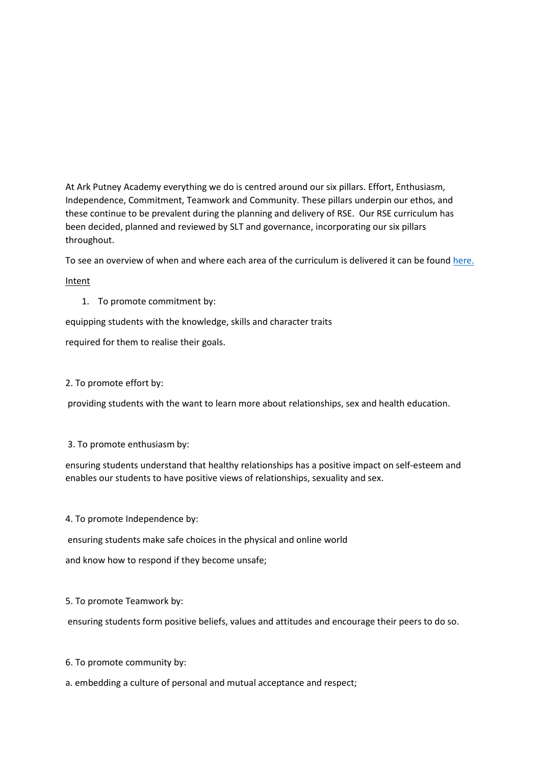At Ark Putney Academy everything we do is centred around our six pillars. Effort, Enthusiasm, Independence, Commitment, Teamwork and Community. These pillars underpin our ethos, and these continue to be prevalent during the planning and delivery of RSE. Our RSE curriculum has been decided, planned and reviewed by SLT and governance, incorporating our six pillars throughout.

To see an overview of when and where each area of the curriculum is delivered it can be found here.

Intent

1. To promote commitment by:

equipping students with the knowledge, skills and character traits

required for them to realise their goals.

2. To promote effort by:

providing students with the want to learn more about relationships, sex and health education.

3. To promote enthusiasm by:

ensuring students understand that healthy relationships has a positive impact on self-esteem and enables our students to have positive views of relationships, sexuality and sex.

4. To promote Independence by:

ensuring students make safe choices in the physical and online world

and know how to respond if they become unsafe;

5. To promote Teamwork by:

ensuring students form positive beliefs, values and attitudes and encourage their peers to do so.

6. To promote community by:

a. embedding a culture of personal and mutual acceptance and respect;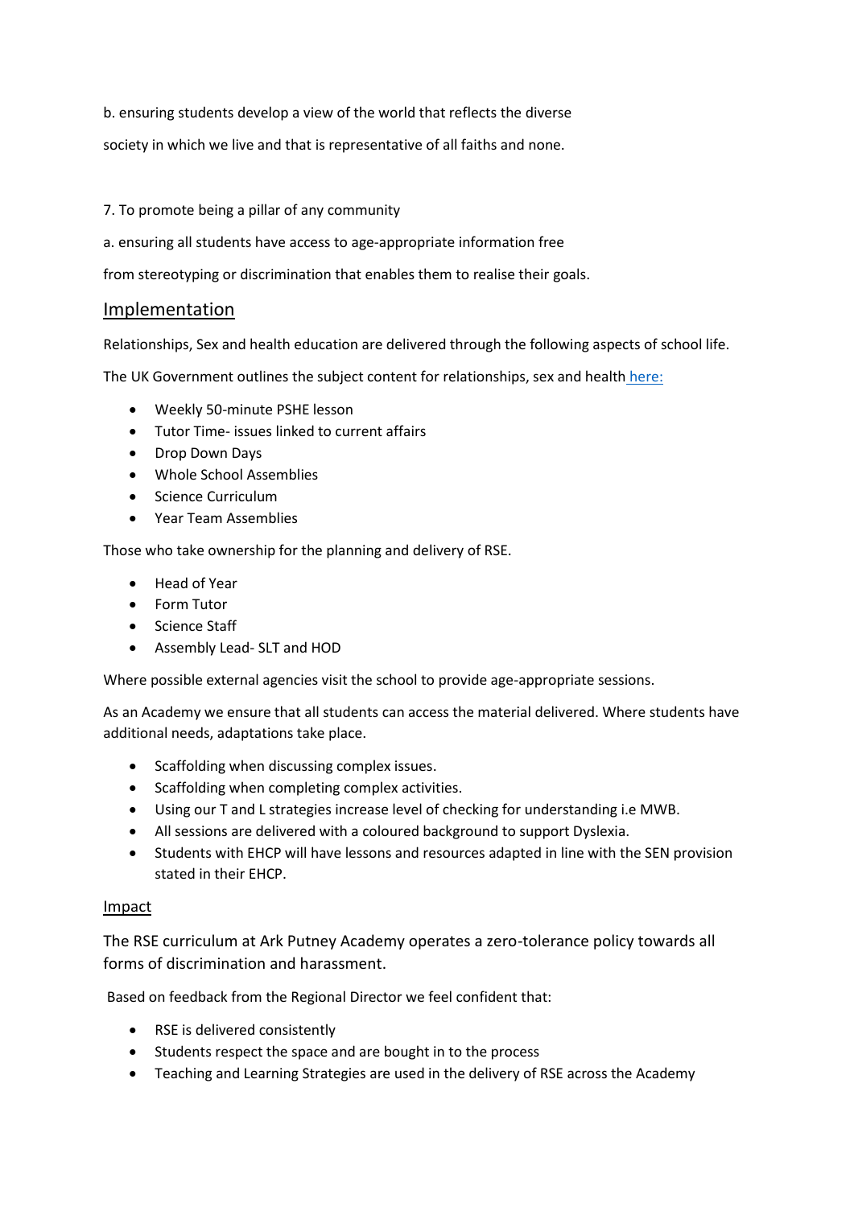b. ensuring students develop a view of the world that reflects the diverse society in which we live and that is representative of all faiths and none.

7. To promote being a pillar of any community

a. ensuring all students have access to age-appropriate information free from stereotyping or discrimination that enables them to realise their goals.

## Implementation

Relationships, Sex and health education are delivered through the following aspects of school life.

The UK Government outlines the subject content for relationships, sex and health here:

- Weekly 50-minute PSHE lesson
- Tutor Time- issues linked to current affairs
- Drop Down Days
- Whole School Assemblies
- Science Curriculum
- Year Team Assemblies

Those who take ownership for the planning and delivery of RSE.

- Head of Year
- Form Tutor
- Science Staff
- Assembly Lead- SLT and HOD

Where possible external agencies visit the school to provide age-appropriate sessions.

As an Academy we ensure that all students can access the material delivered. Where students have additional needs, adaptations take place.

- Scaffolding when discussing complex issues.
- Scaffolding when completing complex activities.
- Using our T and L strategies increase level of checking for understanding i.e MWB.
- All sessions are delivered with a coloured background to support Dyslexia.
- Students with EHCP will have lessons and resources adapted in line with the SEN provision stated in their EHCP.

## Impact

The RSE curriculum at Ark Putney Academy operates a zero-tolerance policy towards all forms of discrimination and harassment.

Based on feedback from the Regional Director we feel confident that:

- RSE is delivered consistently
- Students respect the space and are bought in to the process
- Teaching and Learning Strategies are used in the delivery of RSE across the Academy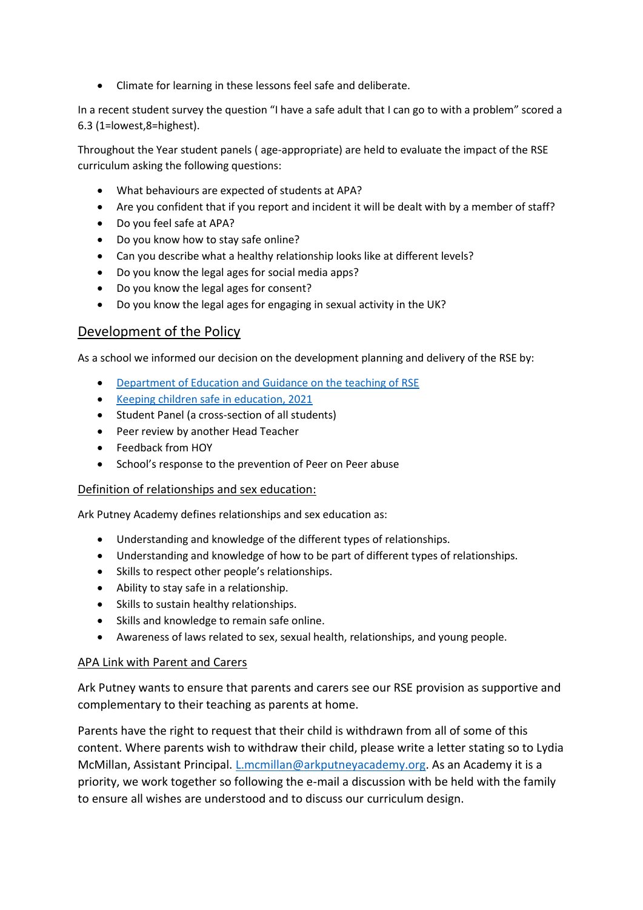- Climate for learning in these lessons feel safe and deliberate.

In a recent student survey the question "I have a safe adult that I can go to with a problem" scored a 6.3 (1=lowest,8=highest).

Throughout the Year student panels ( age-appropriate) are held to evaluate the impact of the RSE curriculum asking the following questions:

- What behaviours are expected of students at APA?
- Are you confident that if you report and incident it will be dealt with by a member of staff?
- Do you feel safe at APA?
- Do you know how to stay safe online?
- Can you describe what a healthy relationship looks like at different levels?
- Do you know the legal ages for social media apps?
- Do you know the legal ages for consent?
- Do you know the legal ages for engaging in sexual activity in the UK?

## Development of the Policy

As a school we informed our decision on the development planning and delivery of the RSE by:

- Department of Education and Guidance on the teaching of RSE
- Keeping children safe in education, 2021
- Student Panel (a cross-section of all students)
- Peer review by another Head Teacher
- Feedback from HOY
- School's response to the prevention of Peer on Peer abuse

### Definition of relationships and sex education:

Ark Putney Academy defines relationships and sex education as:

- Understanding and knowledge of the different types of relationships.
- Understanding and knowledge of how to be part of different types of relationships.
- Skills to respect other people's relationships.
- Ability to stay safe in a relationship.
- Skills to sustain healthy relationships.
- Skills and knowledge to remain safe online.
- Awareness of laws related to sex, sexual health, relationships, and young people.

### APA Link with Parent and Carers

Ark Putney wants to ensure that parents and carers see our RSE provision as supportive and complementary to their teaching as parents at home.

Parents have the right to request that their child is withdrawn from all of some of this content. Where parents wish to withdraw their child, please write a letter stating so to Lydia McMillan, Assistant Principal. L.mcmillan@arkputneyacademy.org. As an Academy it is a priority, we work together so following the e-mail a discussion with be held with the family to ensure all wishes are understood and to discuss our curriculum design.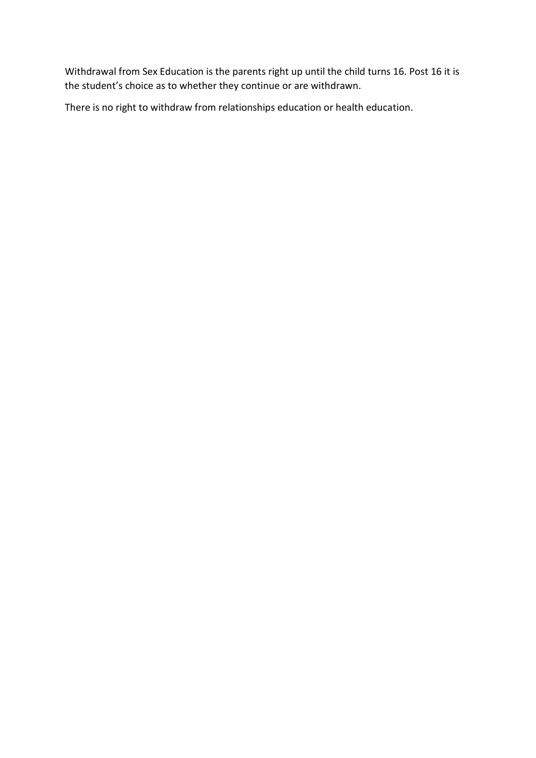Withdrawal from Sex Education is the parents right up until the child turns 16. Post 16 it is the student's choice as to whether they continue or are withdrawn.

There is no right to withdraw from relationships education or health education.